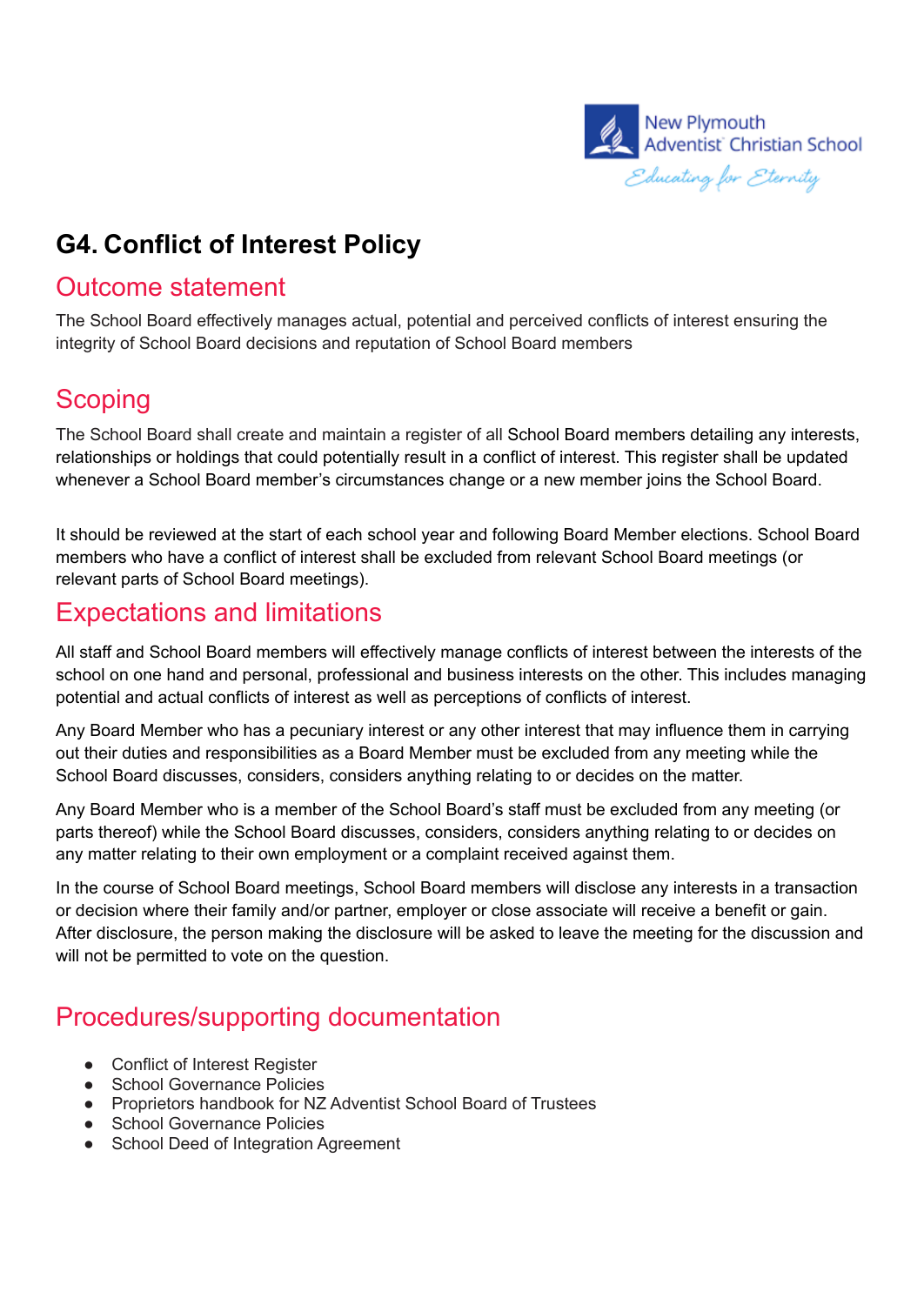New Plymouth Adventist Christian School

*Educating for Eternity*

# G4. Conflict of Interest Policy

## Outcome statement

The School Board effectively manages actual, potential and perceived conflicts of interest ensuring the integrity of School Board decisions and reputation of School Board members

## Scoping

The School Board shall create and maintain a register of all School Board members detailing any interests, relationships or holdings that could potentially result in a conflict of interest. This register shall be updated whenever a School Board member's circumstances change or a new member joins the School Board.

It should be reviewed at the start of each school year and following Board Member elections. School Board members who have a conflict of interest shall be excluded from relevant School Board meetings (or relevant parts of School Board meetings).

## Expectations and limitations

All staff and School Board members will effectively manage conflicts of interest between the interests of the school on one hand and personal, professional and business interests on the other. This includes managing potential and actual conflicts of interest as well as perceptions of conflicts of interest.

Any Board Member who has a pecuniary interest or any other interest that may influence them in carrying out their duties and responsibilities as a Board Member must be excluded from any meeting while the School Board discusses, considers, considers anything relating to or decides on the matter.

Any Board Member who is a member of the School Board's staff must be excluded from any meeting (or parts thereof) while the School Board discusses, considers, considers anything relating to or decides on any matter relating to their own employment or a complaint received against them.

In the course of School Board meetings, School Board members will disclose any interests in a transaction or decision where their family and/or partner, employer or close associate will receive a benefit or gain. After disclosure, the person making the disclosure will be asked to leave the meeting for the discussion and will not be permitted to vote on the question.

## Procedures/supporting documentation

- Conflict of Interest Register
- School Governance Policies
- Proprietors handbook for NZ Adventist School Board of Trustees
- School Governance Policies
- School Deed of Integration Agreement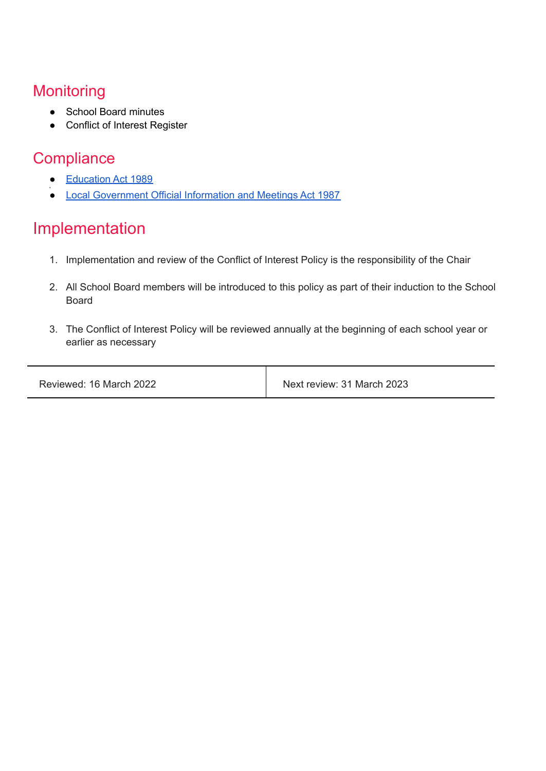## Monitoring

- School Board minutes
- Conflict of Interest Register

## Compliance

- [Education Act 1989]
- [Local Government Official Information and Meetings Act 1987]

## Implementation

1. Implementation and review of the Conflict of Interest Policy is the responsibility of the Chair

2. All School Board members will be introduced to this policy as part of their induction to the School Board

3. The Conflict of Interest Policy will be reviewed annually at the beginning of each school year or earlier as necessary

| | |
|---|---|
| Reviewed: 16 March 2022 | Next review: 31 March 2023 |